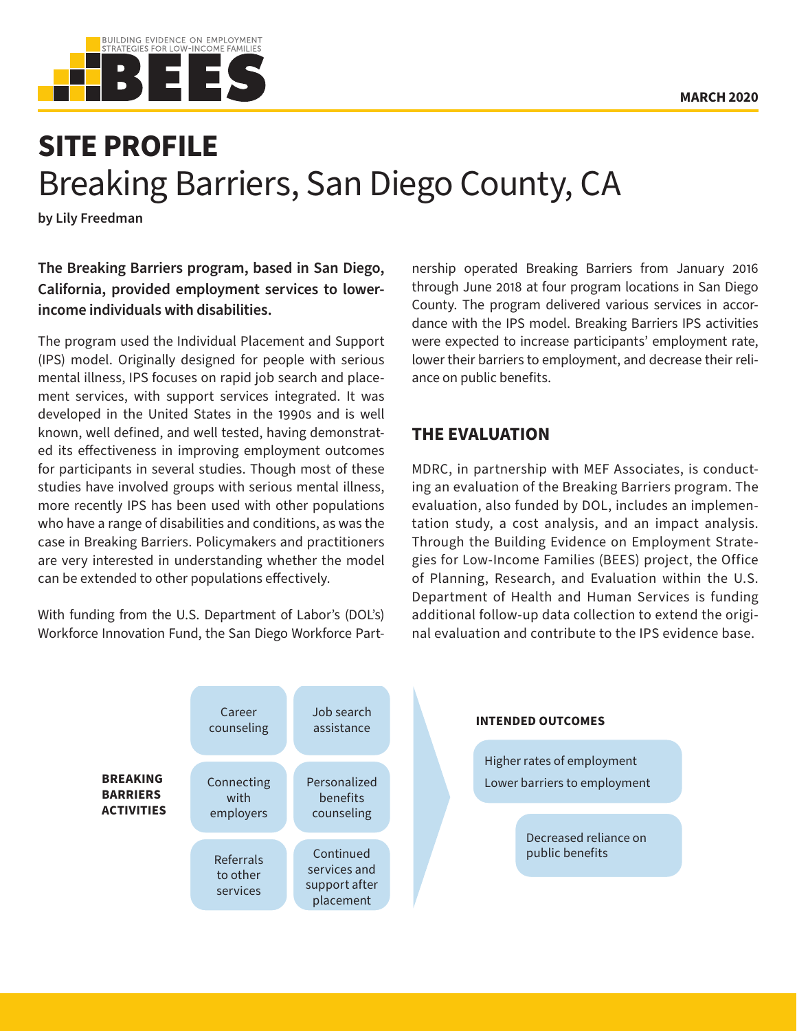BUILDING EVIDENCE ON EMPLOYMENT STRATEGIES FOR LOW-INCOME FAMILIES

**BEES**

**MARCH 2020**

# SITE PROFILE
# Breaking Barriers, San Diego County, CA

**by Lily Freedman**

**The Breaking Barriers program, based in San Diego, California, provided employment services to lower-income individuals with disabilities.**

The program used the Individual Placement and Support (IPS) model. Originally designed for people with serious mental illness, IPS focuses on rapid job search and placement services, with support services integrated. It was developed in the United States in the 1990s and is well known, well defined, and well tested, having demonstrated its effectiveness in improving employment outcomes for participants in several studies. Though most of these studies have involved groups with serious mental illness, more recently IPS has been used with other populations who have a range of disabilities and conditions, as was the case in Breaking Barriers. Policymakers and practitioners are very interested in understanding whether the model can be extended to other populations effectively.

With funding from the U.S. Department of Labor's (DOL's) Workforce Innovation Fund, the San Diego Workforce Partnership operated Breaking Barriers from January 2016 through June 2018 at four program locations in San Diego County. The program delivered various services in accordance with the IPS model. Breaking Barriers IPS activities were expected to increase participants' employment rate, lower their barriers to employment, and decrease their reliance on public benefits.

## THE EVALUATION

MDRC, in partnership with MEF Associates, is conducting an evaluation of the Breaking Barriers program. The evaluation, also funded by DOL, includes an implementation study, a cost analysis, and an impact analysis. Through the Building Evidence on Employment Strategies for Low-Income Families (BEES) project, the Office of Planning, Research, and Evaluation within the U.S. Department of Health and Human Services is funding additional follow-up data collection to extend the original evaluation and contribute to the IPS evidence base.

**BREAKING BARRIERS ACTIVITIES**

- Career counseling
- Job search assistance
- Connecting with employers
- Personalized benefits counseling
- Referrals to other services
- Continued services and support after placement

**INTENDED OUTCOMES**

- Higher rates of employment
- Lower barriers to employment
- Decreased reliance on public benefits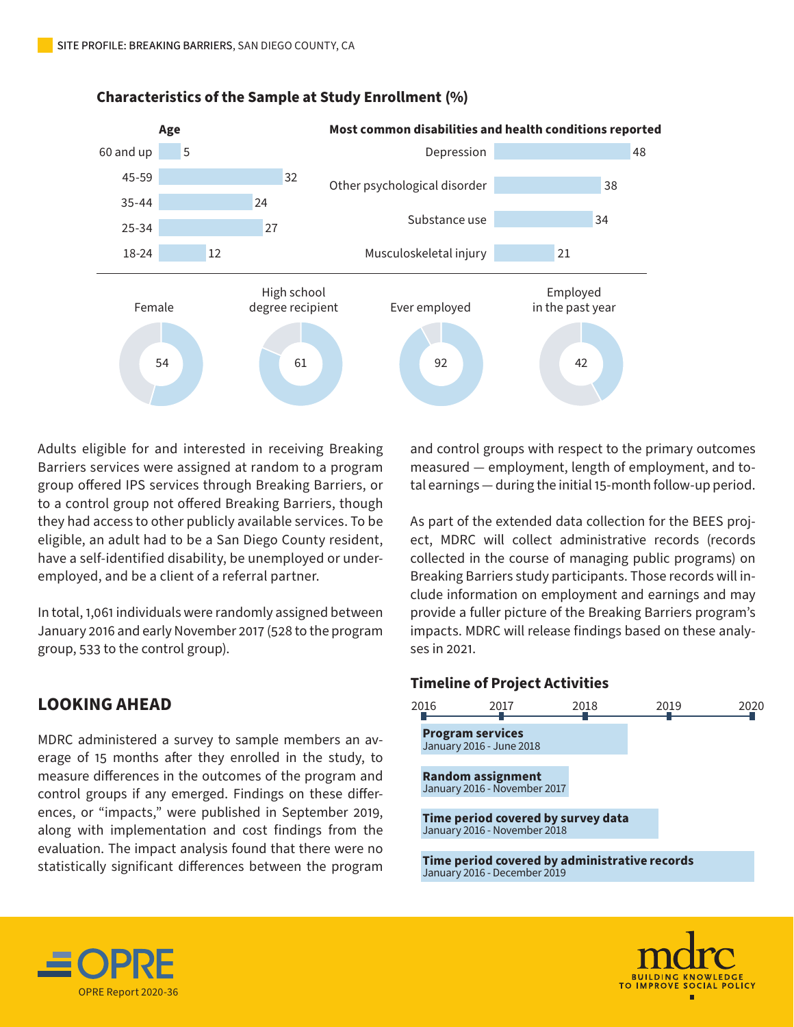## Characteristics of the Sample at Study Enrollment (%)

**Age**

60 and up 5

45-59 32

35-44 24

25-34 27

18-24 12

**Most common disabilities and health conditions reported**

Depression 48

Other psychological disorder 38

Substance use 34

Musculoskeletal injury 21

Female 54

High school degree recipient 61

Ever employed 92

Employed in the past year 42

Adults eligible for and interested in receiving Breaking Barriers services were assigned at random to a program group offered IPS services through Breaking Barriers, or to a control group not offered Breaking Barriers, though they had access to other publicly available services. To be eligible, an adult had to be a San Diego County resident, have a self-identified disability, be unemployed or underemployed, and be a client of a referral partner.

In total, 1,061 individuals were randomly assigned between January 2016 and early November 2017 (528 to the program group, 533 to the control group).

## LOOKING AHEAD

MDRC administered a survey to sample members an average of 15 months after they enrolled in the study, to measure differences in the outcomes of the program and control groups if any emerged. Findings on these differences, or "impacts," were published in September 2019, along with implementation and cost findings from the evaluation. The impact analysis found that there were no statistically significant differences between the program and control groups with respect to the primary outcomes measured — employment, length of employment, and total earnings — during the initial 15-month follow-up period.

As part of the extended data collection for the BEES project, MDRC will collect administrative records (records collected in the course of managing public programs) on Breaking Barriers study participants. Those records will include information on employment and earnings and may provide a fuller picture of the Breaking Barriers program's impacts. MDRC will release findings based on these analyses in 2021.

### Timeline of Project Activities

2016 2017 2018 2019 2020

**Program services**
January 2016 - June 2018

**Random assignment**
January 2016 - November 2017

**Time period covered by survey data**
January 2016 - November 2018

**Time period covered by administrative records**
January 2016 - December 2019

OPRE Report 2020-36

mdrc
BUILDING KNOWLEDGE TO IMPROVE SOCIAL POLICY